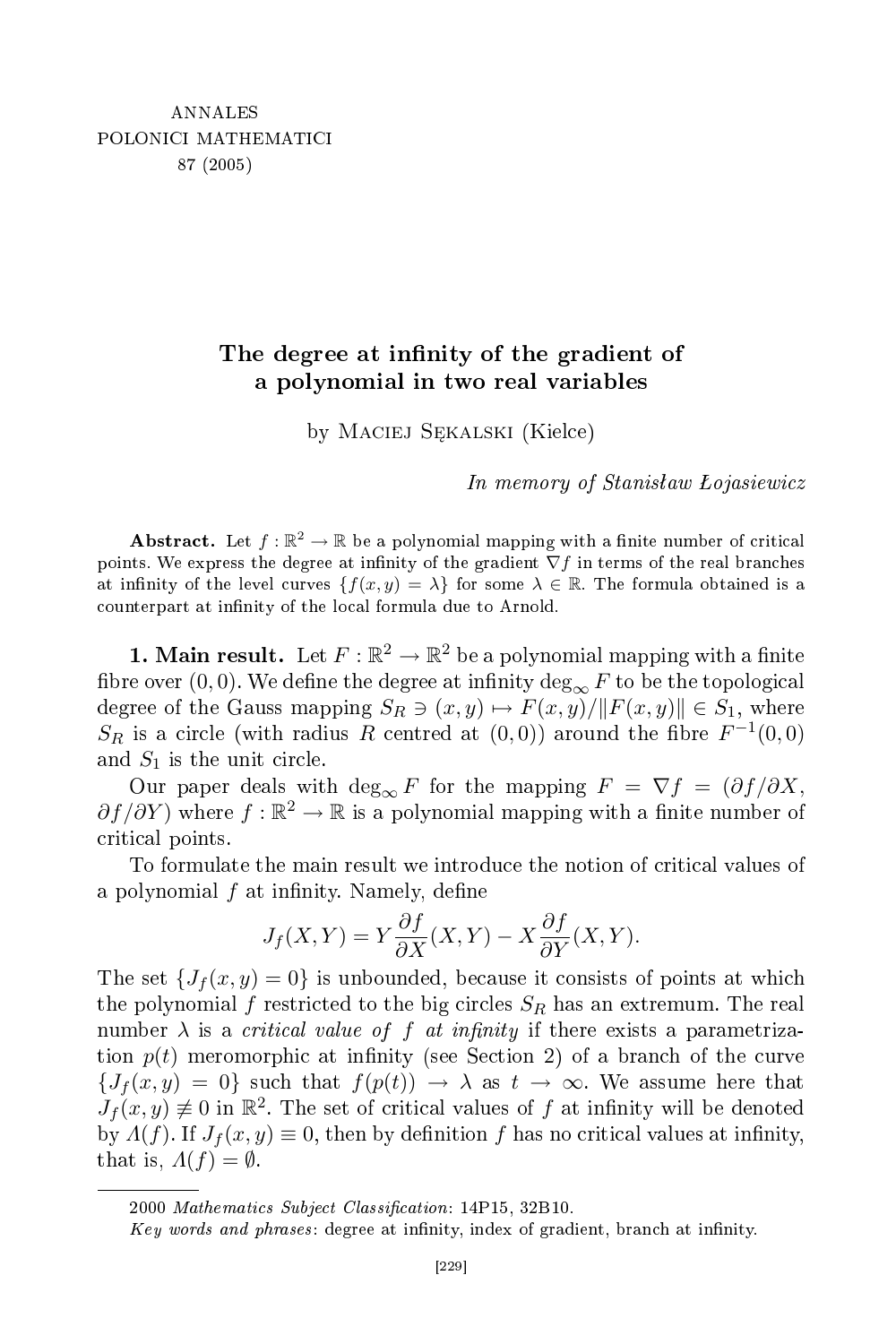ANNALES
POLONICI MATHEMATICI
87 (2005)

# The degree at infinity of the gradient of a polynomial in two real variables

by Maciej Sękalski (Kielce)

*In memory of Stanisław Łojasiewicz*

**Abstract.** Let $f : \mathbb{R}^2 \to \mathbb{R}$ be a polynomial mapping with a finite number of critical points. We express the degree at infinity of the gradient $\nabla f$ in terms of the real branches at infinity of the level curves $\{f(x, y) = \lambda\}$ for some $\lambda \in \mathbb{R}$. The formula obtained is a counterpart at infinity of the local formula due to Arnold.

## 1. Main result.

Let $F : \mathbb{R}^2 \to \mathbb{R}^2$ be a polynomial mapping with a finite fibre over $(0, 0)$. We define the degree at infinity $\deg_\infty F$ to be the topological degree of the Gauss mapping $S_R \ni (x, y) \mapsto F(x, y)/\|F(x, y)\| \in S_1$, where $S_R$ is a circle (with radius $R$ centred at $(0, 0)$) around the fibre $F^{-1}(0, 0)$ and $S_1$ is the unit circle.

Our paper deals with $\deg_\infty F$ for the mapping $F = \nabla f = (\partial f/\partial X, \partial f/\partial Y)$ where $f : \mathbb{R}^2 \to \mathbb{R}$ is a polynomial mapping with a finite number of critical points.

To formulate the main result we introduce the notion of critical values of a polynomial $f$ at infinity. Namely, define

$$J_f(X, Y) = Y\frac{\partial f}{\partial X}(X, Y) - X\frac{\partial f}{\partial Y}(X, Y).$$

The set $\{J_f(x, y) = 0\}$ is unbounded, because it consists of points at which the polynomial $f$ restricted to the big circles $S_R$ has an extremum. The real number $\lambda$ is a *critical value of $f$ at infinity* if there exists a parametrization $p(t)$ meromorphic at infinity (see Section 2) of a branch of the curve $\{J_f(x, y) = 0\}$ such that $f(p(t)) \to \lambda$ as $t \to \infty$. We assume here that $J_f(x, y) \not\equiv 0$ in $\mathbb{R}^2$. The set of critical values of $f$ at infinity will be denoted by $\Lambda(f)$. If $J_f(x, y) \equiv 0$, then by definition $f$ has no critical values at infinity, that is, $\Lambda(f) = \emptyset$.

---

2000 *Mathematics Subject Classification*: 14P15, 32B10.

*Key words and phrases*: degree at infinity, index of gradient, branch at infinity.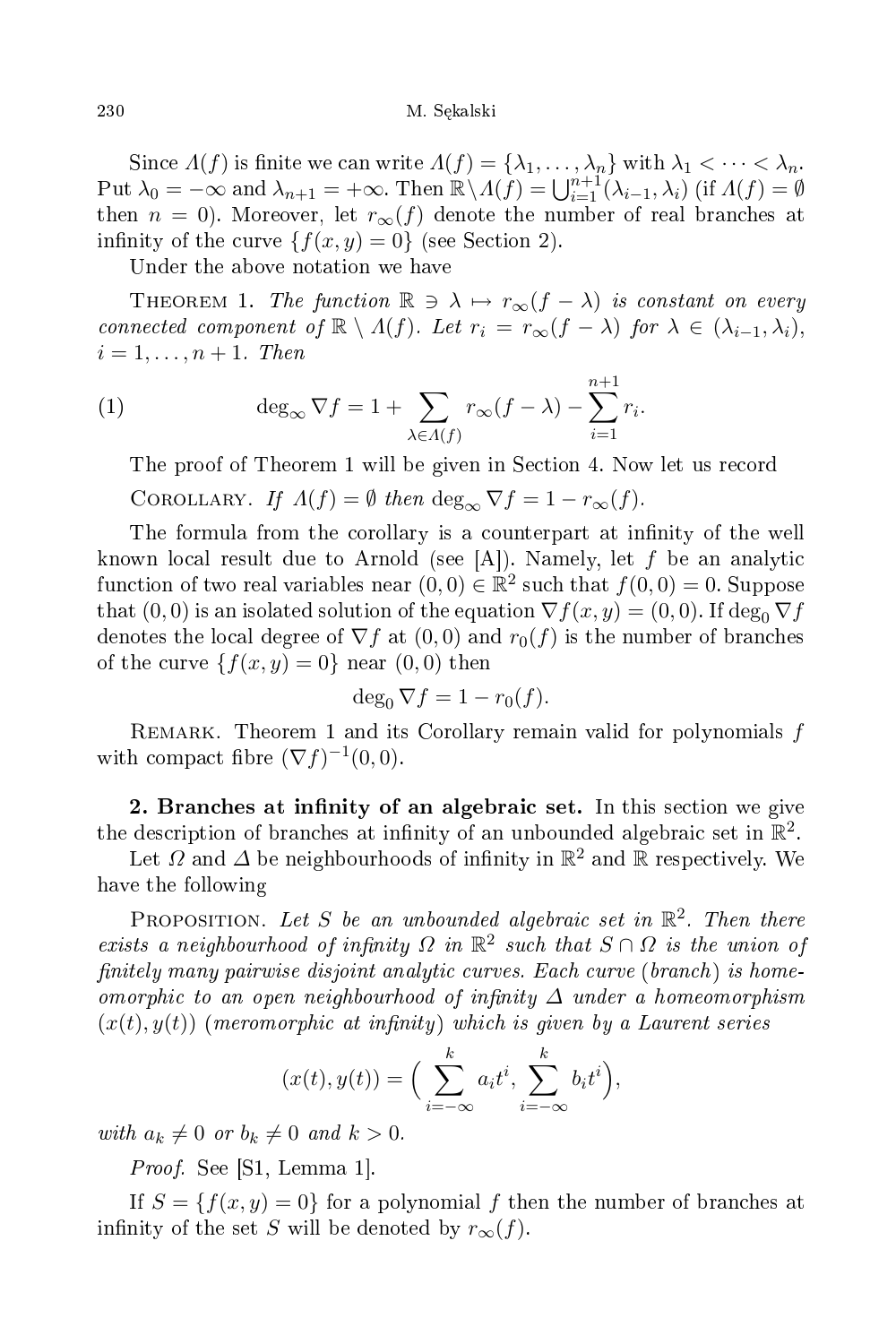Since $\Lambda(f)$ is finite we can write $\Lambda(f) = \{\lambda_1, \ldots, \lambda_n\}$ with $\lambda_1 < \cdots < \lambda_n$. Put $\lambda_0 = -\infty$ and $\lambda_{n+1} = +\infty$. Then $\mathbb{R} \setminus \Lambda(f) = \bigcup_{i=1}^{n+1} (\lambda_{i-1}, \lambda_i)$ (if $\Lambda(f) = \emptyset$ then $n = 0$). Moreover, let $r_\infty(f)$ denote the number of real branches at infinity of the curve $\{f(x, y) = 0\}$ (see Section 2).

Under the above notation we have

Theorem 1. *The function $\mathbb{R} \ni \lambda \mapsto r_\infty(f - \lambda)$ is constant on every connected component of $\mathbb{R} \setminus \Lambda(f)$. Let $r_i = r_\infty(f - \lambda)$ for $\lambda \in (\lambda_{i-1}, \lambda_i)$, $i = 1, \ldots, n+1$. Then*

$$\deg_\infty \nabla f = 1 + \sum_{\lambda \in \Lambda(f)} r_\infty(f - \lambda) - \sum_{i=1}^{n+1} r_i. \tag{1}$$

The proof of Theorem 1 will be given in Section 4. Now let us record

Corollary. *If $\Lambda(f) = \emptyset$ then $\deg_\infty \nabla f = 1 - r_\infty(f)$.*

The formula from the corollary is a counterpart at infinity of the well known local result due to Arnold (see [A]). Namely, let $f$ be an analytic function of two real variables near $(0, 0) \in \mathbb{R}^2$ such that $f(0, 0) = 0$. Suppose that $(0, 0)$ is an isolated solution of the equation $\nabla f(x, y) = (0, 0)$. If $\deg_0 \nabla f$ denotes the local degree of $\nabla f$ at $(0, 0)$ and $r_0(f)$ is the number of branches of the curve $\{f(x, y) = 0\}$ near $(0, 0)$ then

$$\deg_0 \nabla f = 1 - r_0(f).$$

Remark. Theorem 1 and its Corollary remain valid for polynomials $f$ with compact fibre $(\nabla f)^{-1}(0, 0)$.

## 2. Branches at infinity of an algebraic set.

In this section we give the description of branches at infinity of an unbounded algebraic set in $\mathbb{R}^2$.

Let $\Omega$ and $\Delta$ be neighbourhoods of infinity in $\mathbb{R}^2$ and $\mathbb{R}$ respectively. We have the following

Proposition. *Let $S$ be an unbounded algebraic set in $\mathbb{R}^2$. Then there exists a neighbourhood of infinity $\Omega$ in $\mathbb{R}^2$ such that $S \cap \Omega$ is the union of finitely many pairwise disjoint analytic curves. Each curve (branch) is homeomorphic to an open neighbourhood of infinity $\Delta$ under a homeomorphism $(x(t), y(t))$ (meromorphic at infinity) which is given by a Laurent series*

$$(x(t), y(t)) = \Big( \sum_{i=-\infty}^{k} a_i t^i, \sum_{i=-\infty}^{k} b_i t^i \Big),$$

*with $a_k \neq 0$ or $b_k \neq 0$ and $k > 0$.*

*Proof.* See [S1, Lemma 1].

If $S = \{f(x, y) = 0\}$ for a polynomial $f$ then the number of branches at infinity of the set $S$ will be denoted by $r_\infty(f)$.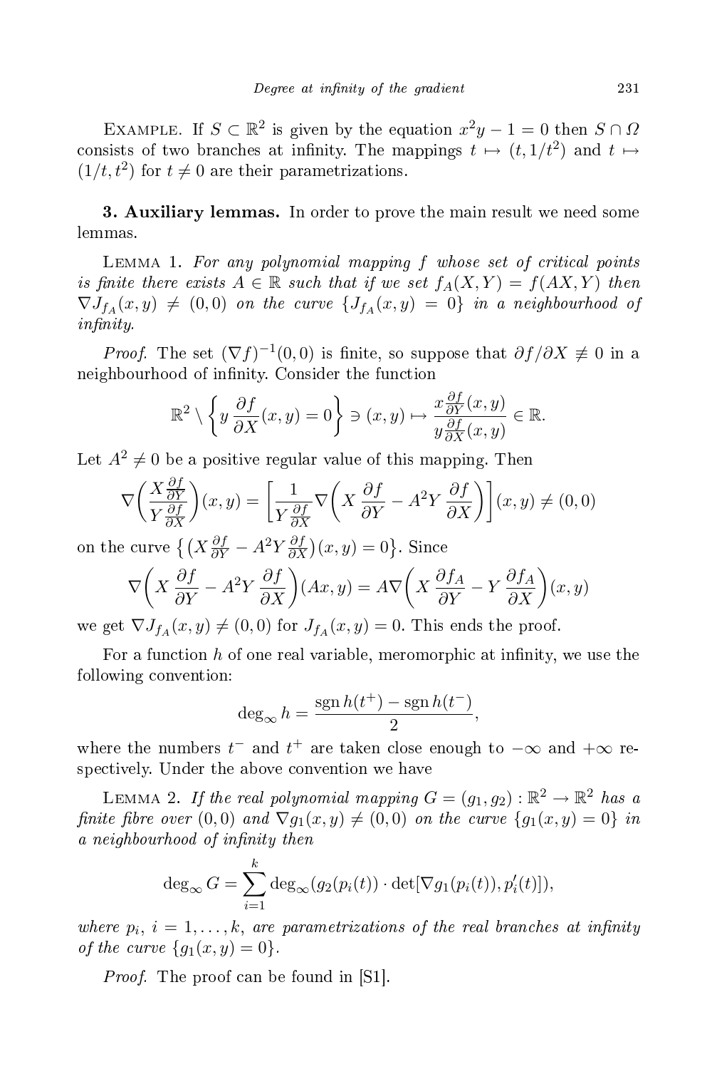EXAMPLE. If $S \subset \mathbb{R}^2$ is given by the equation $x^2y - 1 = 0$ then $S \cap \Omega$ consists of two branches at infinity. The mappings $t \mapsto (t, 1/t^2)$ and $t \mapsto (1/t, t^2)$ for $t \neq 0$ are their parametrizations.

**3. Auxiliary lemmas.** In order to prove the main result we need some lemmas.

LEMMA 1. *For any polynomial mapping $f$ whose set of critical points is finite there exists $A \in \mathbb{R}$ such that if we set $f_A(X, Y) = f(AX, Y)$ then $\nabla J_{f_A}(x, y) \neq (0, 0)$ on the curve $\{J_{f_A}(x, y) = 0\}$ in a neighbourhood of infinity.*

*Proof.* The set $(\nabla f)^{-1}(0, 0)$ is finite, so suppose that $\partial f/\partial X \not\equiv 0$ in a neighbourhood of infinity. Consider the function

$$\mathbb{R}^2 \setminus \left\{ y \frac{\partial f}{\partial X}(x, y) = 0 \right\} \ni (x, y) \mapsto \frac{x \frac{\partial f}{\partial Y}(x, y)}{y \frac{\partial f}{\partial X}(x, y)} \in \mathbb{R}.$$

Let $A^2 \neq 0$ be a positive regular value of this mapping. Then

$$\nabla\left(\frac{X \frac{\partial f}{\partial Y}}{Y \frac{\partial f}{\partial X}}\right)(x, y) = \left[\frac{1}{Y \frac{\partial f}{\partial X}} \nabla\left(X \frac{\partial f}{\partial Y} - A^2 Y \frac{\partial f}{\partial X}\right)\right](x, y) \neq (0, 0)$$

on the curve $\left\{\left(X \frac{\partial f}{\partial Y} - A^2 Y \frac{\partial f}{\partial X}\right)(x, y) = 0\right\}$. Since

$$\nabla\left(X \frac{\partial f}{\partial Y} - A^2 Y \frac{\partial f}{\partial X}\right)(Ax, y) = A \nabla\left(X \frac{\partial f_A}{\partial Y} - Y \frac{\partial f_A}{\partial X}\right)(x, y)$$

we get $\nabla J_{f_A}(x, y) \neq (0, 0)$ for $J_{f_A}(x, y) = 0$. This ends the proof.

For a function $h$ of one real variable, meromorphic at infinity, we use the following convention:

$$\deg_\infty h = \frac{\operatorname{sgn} h(t^+) - \operatorname{sgn} h(t^-)}{2},$$

where the numbers $t^-$ and $t^+$ are taken close enough to $-\infty$ and $+\infty$ respectively. Under the above convention we have

LEMMA 2. *If the real polynomial mapping $G = (g_1, g_2) : \mathbb{R}^2 \to \mathbb{R}^2$ has a finite fibre over $(0, 0)$ and $\nabla g_1(x, y) \neq (0, 0)$ on the curve $\{g_1(x, y) = 0\}$ in a neighbourhood of infinity then*

$$\deg_\infty G = \sum_{i=1}^{k} \deg_\infty(g_2(p_i(t)) \cdot \det[\nabla g_1(p_i(t)), p_i'(t)]),$$

*where $p_i$, $i = 1, \ldots, k$, are parametrizations of the real branches at infinity of the curve $\{g_1(x, y) = 0\}$.*

*Proof.* The proof can be found in [S1].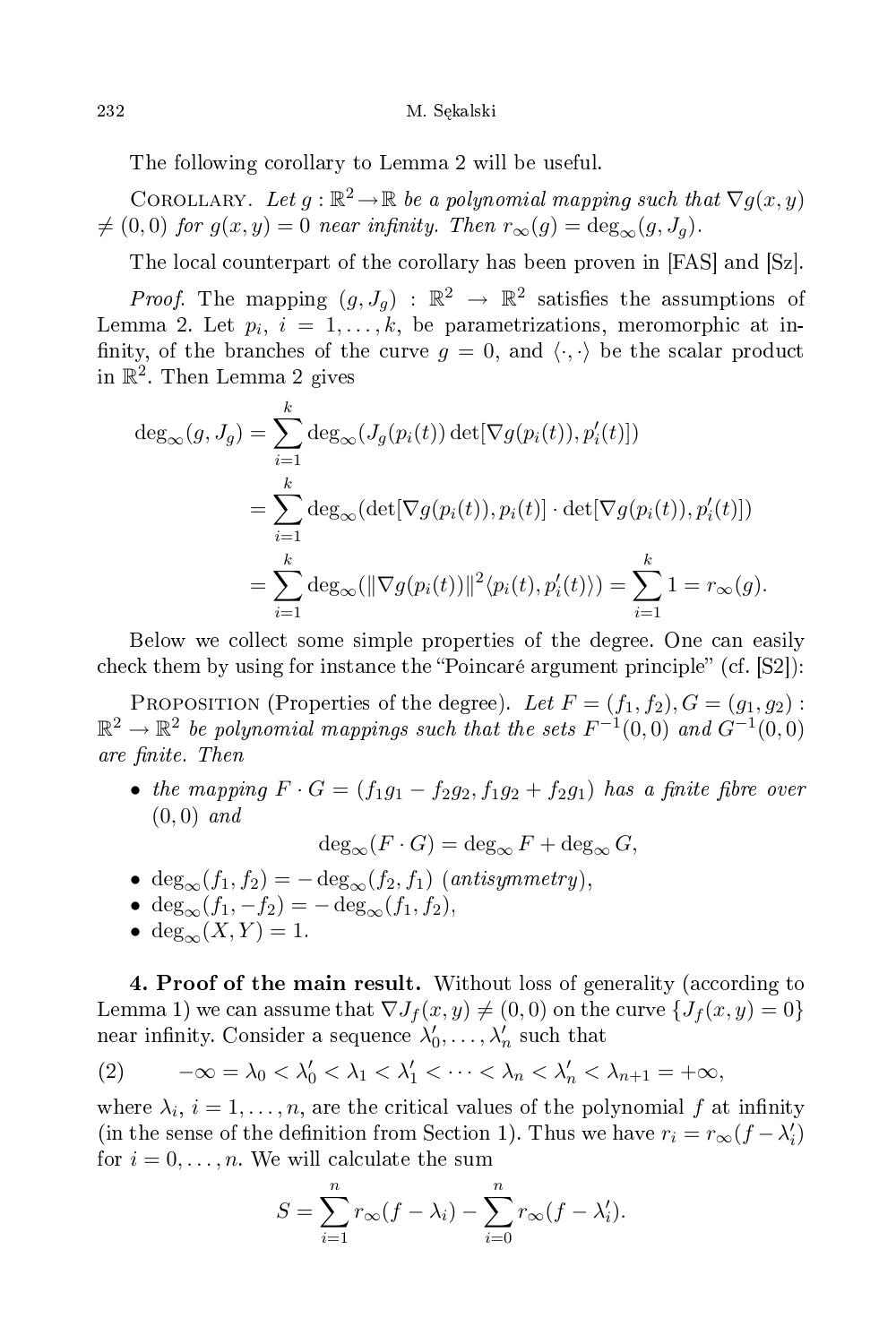The following corollary to Lemma 2 will be useful.

COROLLARY. *Let $g : \mathbb{R}^2 \to \mathbb{R}$ be a polynomial mapping such that $\nabla g(x,y) \neq (0,0)$ for $g(x,y) = 0$ near infinity. Then $r_\infty(g) = \deg_\infty(g, J_g)$.*

The local counterpart of the corollary has been proven in [FAS] and [Sz].

*Proof.* The mapping $(g, J_g) : \mathbb{R}^2 \to \mathbb{R}^2$ satisfies the assumptions of Lemma 2. Let $p_i$, $i = 1, \ldots, k$, be parametrizations, meromorphic at infinity, of the branches of the curve $g = 0$, and $\langle \cdot, \cdot \rangle$ be the scalar product in $\mathbb{R}^2$. Then Lemma 2 gives

$$\begin{aligned}
\deg_\infty(g, J_g) &= \sum_{i=1}^{k} \deg_\infty(J_g(p_i(t)) \det[\nabla g(p_i(t)), p_i'(t)]) \\
&= \sum_{i=1}^{k} \deg_\infty(\det[\nabla g(p_i(t)), p_i(t)] \cdot \det[\nabla g(p_i(t)), p_i'(t)]) \\
&= \sum_{i=1}^{k} \deg_\infty(\|\nabla g(p_i(t))\|^2 \langle p_i(t), p_i'(t) \rangle) = \sum_{i=1}^{k} 1 = r_\infty(g).
\end{aligned}$$

Below we collect some simple properties of the degree. One can easily check them by using for instance the "Poincaré argument principle" (cf. [S2]):

PROPOSITION (Properties of the degree). *Let $F = (f_1, f_2), G = (g_1, g_2) : \mathbb{R}^2 \to \mathbb{R}^2$ be polynomial mappings such that the sets $F^{-1}(0,0)$ and $G^{-1}(0,0)$ are finite. Then*

- *the mapping $F \cdot G = (f_1 g_1 - f_2 g_2, f_1 g_2 + f_2 g_1)$ has a finite fibre over $(0,0)$ and*
$$\deg_\infty(F \cdot G) = \deg_\infty F + \deg_\infty G,$$
- $\deg_\infty(f_1, f_2) = -\deg_\infty(f_2, f_1)$ *(antisymmetry),*
- $\deg_\infty(f_1, -f_2) = -\deg_\infty(f_1, f_2)$,
- $\deg_\infty(X, Y) = 1$.

**4. Proof of the main result.** Without loss of generality (according to Lemma 1) we can assume that $\nabla J_f(x,y) \neq (0,0)$ on the curve $\{J_f(x,y) = 0\}$ near infinity. Consider a sequence $\lambda_0', \ldots, \lambda_n'$ such that

$$(2) \qquad -\infty = \lambda_0 < \lambda_0' < \lambda_1 < \lambda_1' < \cdots < \lambda_n < \lambda_n' < \lambda_{n+1} = +\infty,$$

where $\lambda_i$, $i = 1, \ldots, n$, are the critical values of the polynomial $f$ at infinity (in the sense of the definition from Section 1). Thus we have $r_i = r_\infty(f - \lambda_i')$ for $i = 0, \ldots, n$. We will calculate the sum

$$S = \sum_{i=1}^{n} r_\infty(f - \lambda_i) - \sum_{i=0}^{n} r_\infty(f - \lambda_i').$$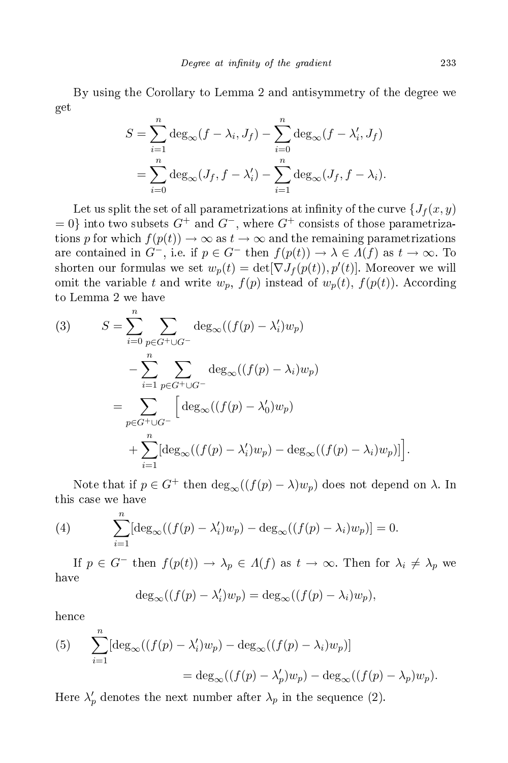By using the Corollary to Lemma 2 and antisymmetry of the degree we get

$$S = \sum_{i=1}^{n} \deg_\infty(f - \lambda_i, J_f) - \sum_{i=0}^{n} \deg_\infty(f - \lambda_i', J_f)$$
$$= \sum_{i=0}^{n} \deg_\infty(J_f, f - \lambda_i') - \sum_{i=1}^{n} \deg_\infty(J_f, f - \lambda_i).$$

Let us split the set of all parametrizations at infinity of the curve $\{J_f(x,y) = 0\}$ into two subsets $G^+$ and $G^-$, where $G^+$ consists of those parametrizations $p$ for which $f(p(t)) \to \infty$ as $t \to \infty$ and the remaining parametrizations are contained in $G^-$, i.e. if $p \in G^-$ then $f(p(t)) \to \lambda \in \Lambda(f)$ as $t \to \infty$. To shorten our formulas we set $w_p(t) = \det[\nabla J_f(p(t)), p'(t)]$. Moreover we will omit the variable $t$ and write $w_p$, $f(p)$ instead of $w_p(t)$, $f(p(t))$. According to Lemma 2 we have

$$\tag{3} \begin{aligned} S &= \sum_{i=0}^{n} \sum_{p \in G^+ \cup G^-} \deg_\infty((f(p) - \lambda_i')w_p) \\ &\quad - \sum_{i=1}^{n} \sum_{p \in G^+ \cup G^-} \deg_\infty((f(p) - \lambda_i)w_p) \\ &= \sum_{p \in G^+ \cup G^-} \Big[ \deg_\infty((f(p) - \lambda_0')w_p) \\ &\quad + \sum_{i=1}^{n} [\deg_\infty((f(p) - \lambda_i')w_p) - \deg_\infty((f(p) - \lambda_i)w_p)] \Big]. \end{aligned}$$

Note that if $p \in G^+$ then $\deg_\infty((f(p) - \lambda)w_p)$ does not depend on $\lambda$. In this case we have

$$\tag{4} \sum_{i=1}^{n} [\deg_\infty((f(p) - \lambda_i')w_p) - \deg_\infty((f(p) - \lambda_i)w_p)] = 0.$$

If $p \in G^-$ then $f(p(t)) \to \lambda_p \in \Lambda(f)$ as $t \to \infty$. Then for $\lambda_i \neq \lambda_p$ we have

$$\deg_\infty((f(p) - \lambda_i')w_p) = \deg_\infty((f(p) - \lambda_i)w_p),$$

hence

$$\tag{5} \begin{aligned} &\sum_{i=1}^{n} [\deg_\infty((f(p) - \lambda_i')w_p) - \deg_\infty((f(p) - \lambda_i)w_p)] \\ &\qquad = \deg_\infty((f(p) - \lambda_p')w_p) - \deg_\infty((f(p) - \lambda_p)w_p). \end{aligned}$$

Here $\lambda_p'$ denotes the next number after $\lambda_p$ in the sequence (2).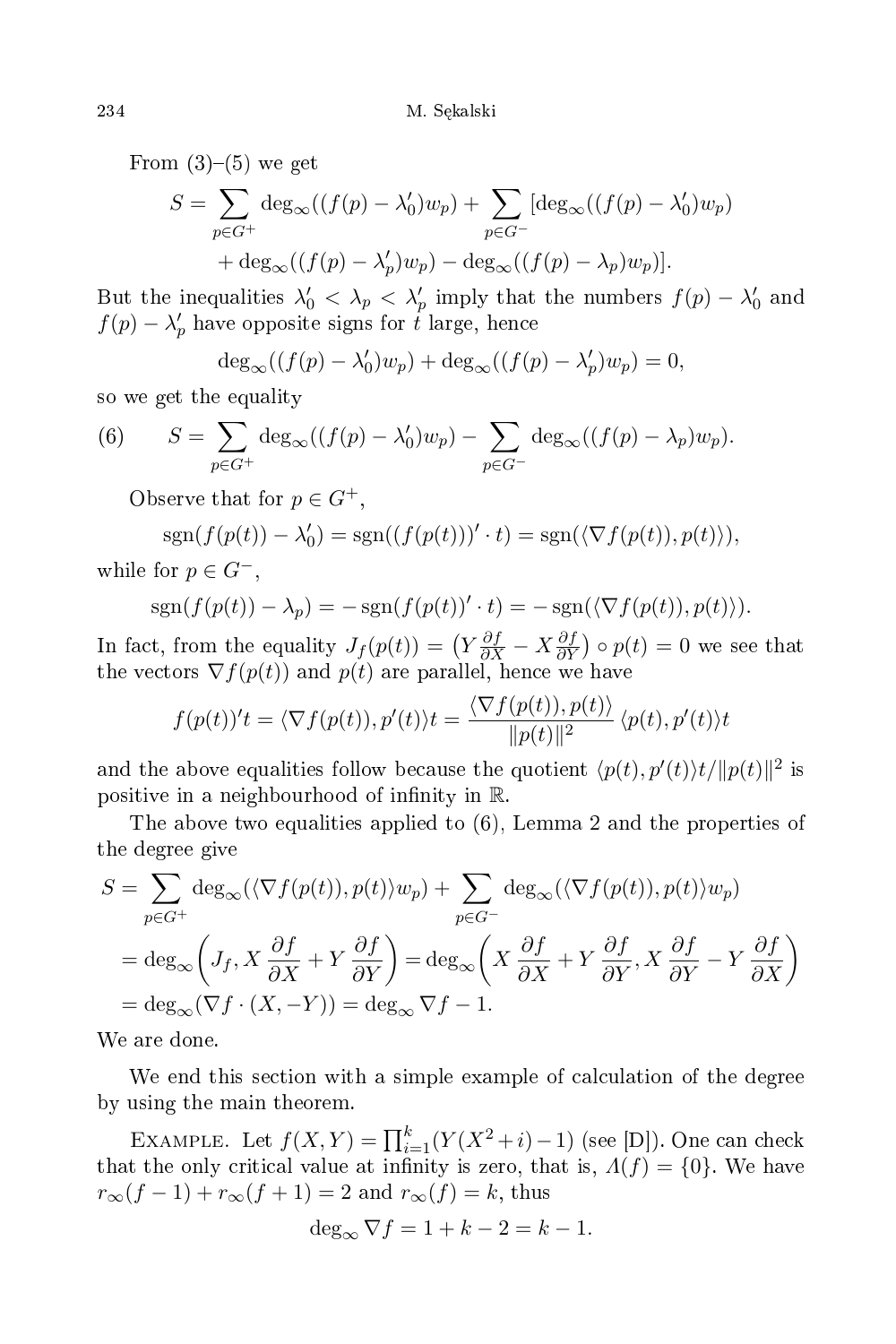From (3)–(5) we get

$$S = \sum_{p \in G^+} \deg_\infty((f(p) - \lambda_0')w_p) + \sum_{p \in G^-} [\deg_\infty((f(p) - \lambda_0')w_p) + \deg_\infty((f(p) - \lambda_p')w_p) - \deg_\infty((f(p) - \lambda_p)w_p)].$$

But the inequalities $\lambda_0' < \lambda_p < \lambda_p'$ imply that the numbers $f(p) - \lambda_0'$ and $f(p) - \lambda_p'$ have opposite signs for $t$ large, hence

$$\deg_\infty((f(p) - \lambda_0')w_p) + \deg_\infty((f(p) - \lambda_p')w_p) = 0,$$

so we get the equality

$$S = \sum_{p \in G^+} \deg_\infty((f(p) - \lambda_0')w_p) - \sum_{p \in G^-} \deg_\infty((f(p) - \lambda_p)w_p). \tag{6}$$

Observe that for $p \in G^+$,

$$\operatorname{sgn}(f(p(t)) - \lambda_0') = \operatorname{sgn}((f(p(t)))' \cdot t) = \operatorname{sgn}(\langle \nabla f(p(t)), p(t) \rangle),$$

while for $p \in G^-$,

$$\operatorname{sgn}(f(p(t)) - \lambda_p) = -\operatorname{sgn}(f(p(t))' \cdot t) = -\operatorname{sgn}(\langle \nabla f(p(t)), p(t) \rangle).$$

In fact, from the equality $J_f(p(t)) = \left(Y \frac{\partial f}{\partial X} - X \frac{\partial f}{\partial Y}\right) \circ p(t) = 0$ we see that the vectors $\nabla f(p(t))$ and $p(t)$ are parallel, hence we have

$$f(p(t))'t = \langle \nabla f(p(t)), p'(t) \rangle t = \frac{\langle \nabla f(p(t)), p(t) \rangle}{\|p(t)\|^2} \langle p(t), p'(t) \rangle t$$

and the above equalities follow because the quotient $\langle p(t), p'(t) \rangle t / \|p(t)\|^2$ is positive in a neighbourhood of infinity in $\mathbb{R}$.

The above two equalities applied to (6), Lemma 2 and the properties of the degree give

$$\begin{aligned} S &= \sum_{p \in G^+} \deg_\infty(\langle \nabla f(p(t)), p(t) \rangle w_p) + \sum_{p \in G^-} \deg_\infty(\langle \nabla f(p(t)), p(t) \rangle w_p) \\ &= \deg_\infty\left(J_f, X \frac{\partial f}{\partial X} + Y \frac{\partial f}{\partial Y}\right) = \deg_\infty\left(X \frac{\partial f}{\partial X} + Y \frac{\partial f}{\partial Y}, X \frac{\partial f}{\partial Y} - Y \frac{\partial f}{\partial X}\right) \\ &= \deg_\infty(\nabla f \cdot (X, -Y)) = \deg_\infty \nabla f - 1. \end{aligned}$$

We are done.

We end this section with a simple example of calculation of the degree by using the main theorem.

Example. Let $f(X, Y) = \prod_{i=1}^k (Y(X^2 + i) - 1)$ (see [D]). One can check that the only critical value at infinity is zero, that is, $\Lambda(f) = \{0\}$. We have $r_\infty(f - 1) + r_\infty(f + 1) = 2$ and $r_\infty(f) = k$, thus

$$\deg_\infty \nabla f = 1 + k - 2 = k - 1.$$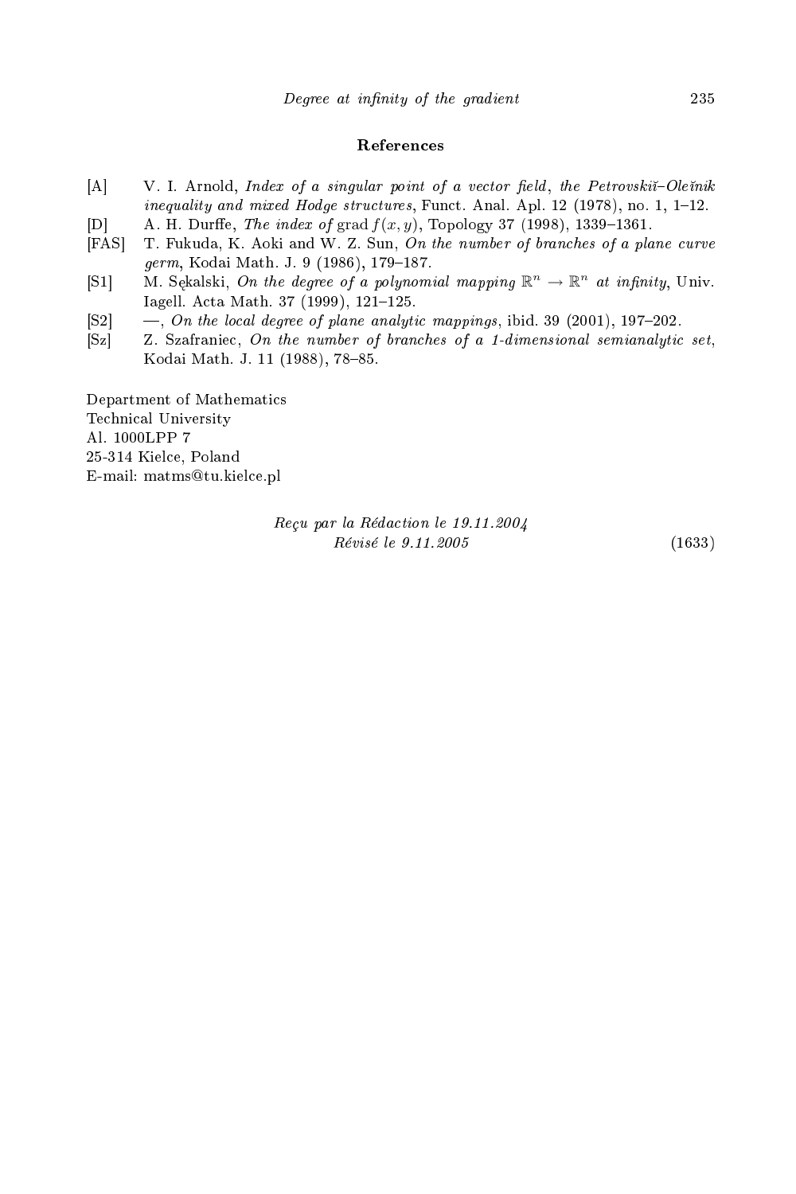## References

[A] V. I. Arnold, *Index of a singular point of a vector field, the Petrovskiĭ–Oleĭnik inequality and mixed Hodge structures*, Funct. Anal. Apl. 12 (1978), no. 1, 1–12.

[D] A. H. Durffe, *The index of* grad $f(x, y)$, Topology 37 (1998), 1339–1361.

[FAS] T. Fukuda, K. Aoki and W. Z. Sun, *On the number of branches of a plane curve germ*, Kodai Math. J. 9 (1986), 179–187.

[S1] M. Sękalski, *On the degree of a polynomial mapping* $\mathbb{R}^n \to \mathbb{R}^n$ *at infinity*, Univ. Iagell. Acta Math. 37 (1999), 121–125.

[S2] —, *On the local degree of plane analytic mappings*, ibid. 39 (2001), 197–202.

[Sz] Z. Szafraniec, *On the number of branches of a 1-dimensional semianalytic set*, Kodai Math. J. 11 (1988), 78–85.

Department of Mathematics
Technical University
Al. 1000LPP 7
25-314 Kielce, Poland
E-mail: matms@tu.kielce.pl

*Reçu par la Rédaction le 19.11.2004*
*Révisé le 9.11.2005* (1633)